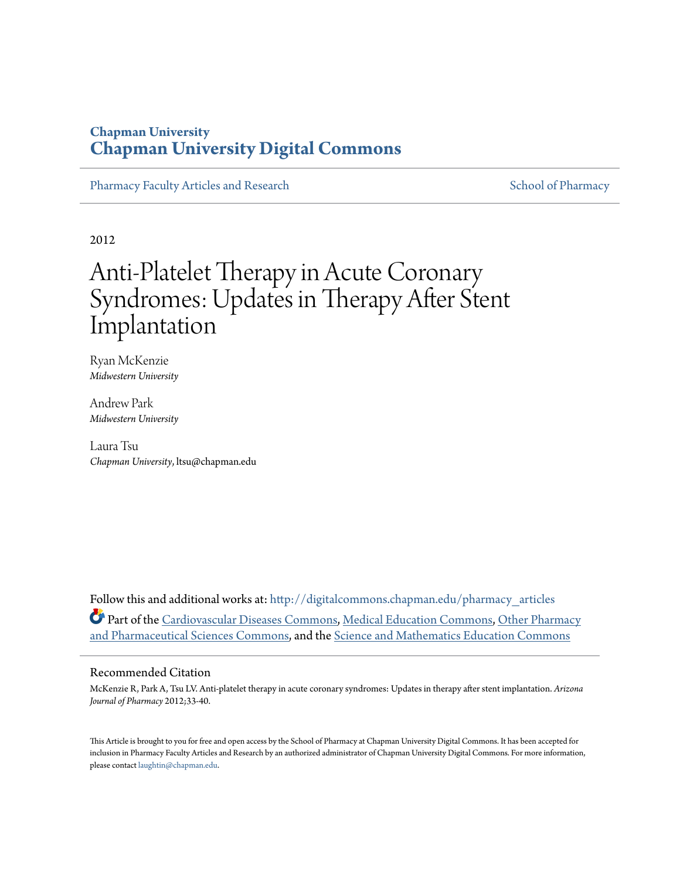Chapman University

# Chapman University Digital Commons

Pharmacy Faculty Articles and Research | School of Pharmacy

2012

# Anti-Platelet Therapy in Acute Coronary Syndromes: Updates in Therapy After Stent Implantation

Ryan McKenzie
*Midwestern University*

Andrew Park
*Midwestern University*

Laura Tsu
*Chapman University*, ltsu@chapman.edu

Follow this and additional works at: http://digitalcommons.chapman.edu/pharmacy_articles

Part of the Cardiovascular Diseases Commons, Medical Education Commons, Other Pharmacy and Pharmaceutical Sciences Commons, and the Science and Mathematics Education Commons

## Recommended Citation

McKenzie R, Park A, Tsu LV. Anti-platelet therapy in acute coronary syndromes: Updates in therapy after stent implantation. *Arizona Journal of Pharmacy* 2012;33-40.

This Article is brought to you for free and open access by the School of Pharmacy at Chapman University Digital Commons. It has been accepted for inclusion in Pharmacy Faculty Articles and Research by an authorized administrator of Chapman University Digital Commons. For more information, please contact laughtin@chapman.edu.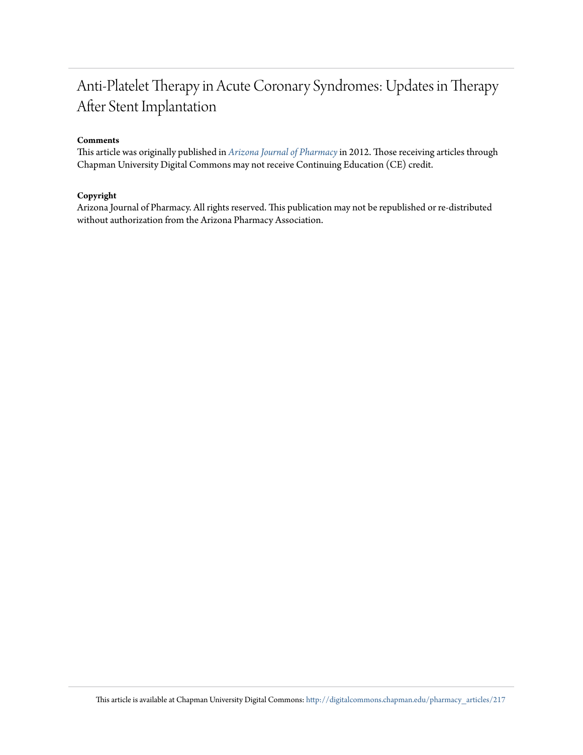# Anti-Platelet Therapy in Acute Coronary Syndromes: Updates in Therapy After Stent Implantation

**Comments**

This article was originally published in *Arizona Journal of Pharmacy* in 2012. Those receiving articles through Chapman University Digital Commons may not receive Continuing Education (CE) credit.

**Copyright**

Arizona Journal of Pharmacy. All rights reserved. This publication may not be republished or re-distributed without authorization from the Arizona Pharmacy Association.

This article is available at Chapman University Digital Commons: http://digitalcommons.chapman.edu/pharmacy_articles/217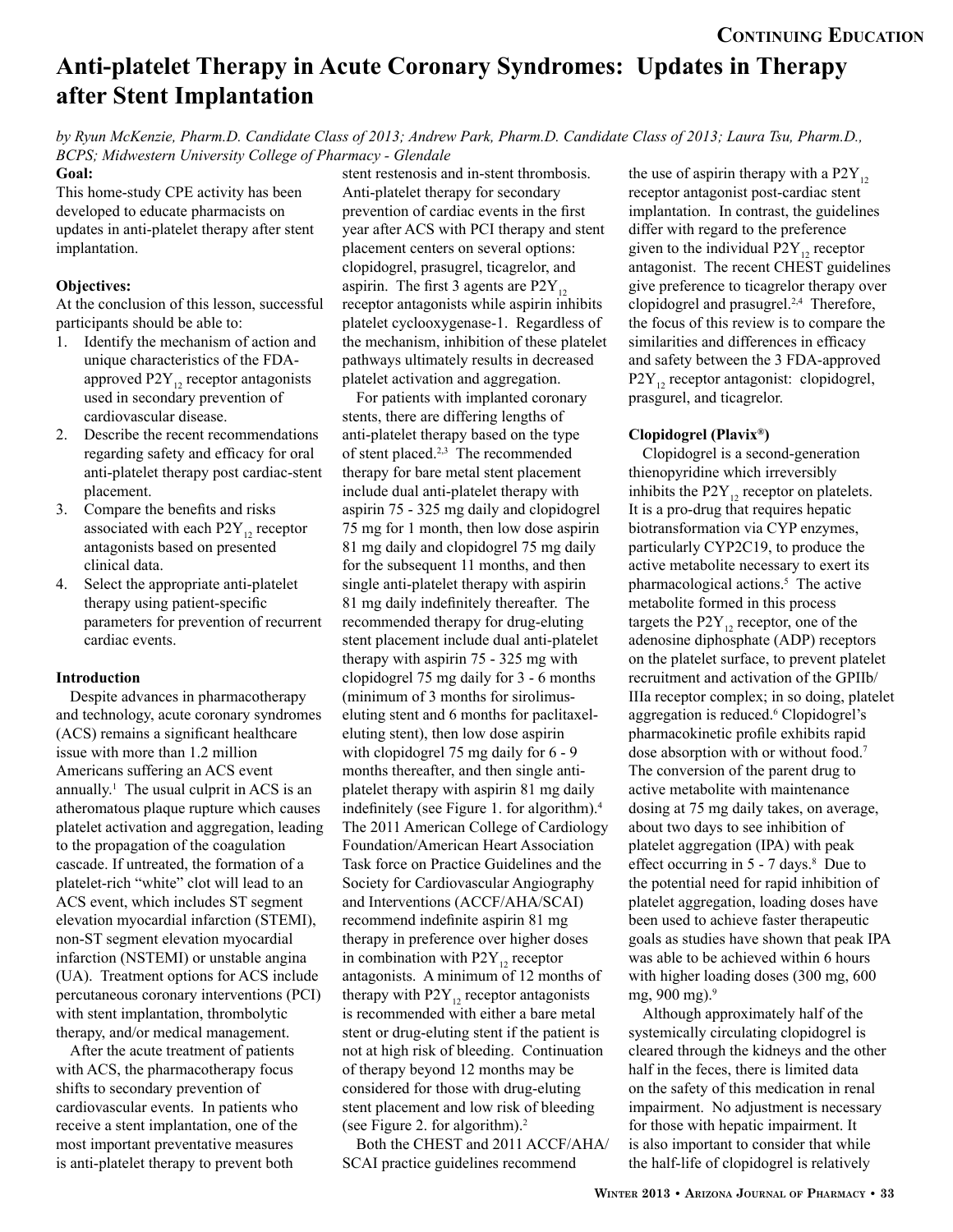# Continuing Education

# Anti-platelet Therapy in Acute Coronary Syndromes: Updates in Therapy after Stent Implantation

*by Ryun McKenzie, Pharm.D. Candidate Class of 2013; Andrew Park, Pharm.D. Candidate Class of 2013; Laura Tsu, Pharm.D., BCPS; Midwestern University College of Pharmacy - Glendale*

**Goal:**

This home-study CPE activity has been developed to educate pharmacists on updates in anti-platelet therapy after stent implantation.

**Objectives:**

At the conclusion of this lesson, successful participants should be able to:

1. Identify the mechanism of action and unique characteristics of the FDA-approved $P2Y_{12}$ receptor antagonists used in secondary prevention of cardiovascular disease.
2. Describe the recent recommendations regarding safety and efficacy for oral anti-platelet therapy post cardiac-stent placement.
3. Compare the benefits and risks associated with each $P2Y_{12}$ receptor antagonists based on presented clinical data.
4. Select the appropriate anti-platelet therapy using patient-specific parameters for prevention of recurrent cardiac events.

**Introduction**

Despite advances in pharmacotherapy and technology, acute coronary syndromes (ACS) remains a significant healthcare issue with more than 1.2 million Americans suffering an ACS event annually.[1] The usual culprit in ACS is an atheromatous plaque rupture which causes platelet activation and aggregation, leading to the propagation of the coagulation cascade. If untreated, the formation of a platelet-rich "white" clot will lead to an ACS event, which includes ST segment elevation myocardial infarction (STEMI), non-ST segment elevation myocardial infarction (NSTEMI) or unstable angina (UA). Treatment options for ACS include percutaneous coronary interventions (PCI) with stent implantation, thrombolytic therapy, and/or medical management.

After the acute treatment of patients with ACS, the pharmacotherapy focus shifts to secondary prevention of cardiovascular events. In patients who receive a stent implantation, one of the most important preventative measures is anti-platelet therapy to prevent both stent restenosis and in-stent thrombosis. Anti-platelet therapy for secondary prevention of cardiac events in the first year after ACS with PCI therapy and stent placement centers on several options: clopidogrel, prasugrel, ticagrelor, and aspirin. The first 3 agents are $P2Y_{12}$ receptor antagonists while aspirin inhibits platelet cyclooxygenase-1. Regardless of the mechanism, inhibition of these platelet pathways ultimately results in decreased platelet activation and aggregation.

For patients with implanted coronary stents, there are differing lengths of anti-platelet therapy based on the type of stent placed.[2,3] The recommended therapy for bare metal stent placement include dual anti-platelet therapy with aspirin 75 - 325 mg daily and clopidogrel 75 mg for 1 month, then low dose aspirin 81 mg daily and clopidogrel 75 mg daily for the subsequent 11 months, and then single anti-platelet therapy with aspirin 81 mg daily indefinitely thereafter. The recommended therapy for drug-eluting stent placement include dual anti-platelet therapy with aspirin 75 - 325 mg with clopidogrel 75 mg daily for 3 - 6 months (minimum of 3 months for sirolimus-eluting stent and 6 months for paclitaxel-eluting stent), then low dose aspirin with clopidogrel 75 mg daily for 6 - 9 months thereafter, and then single anti-platelet therapy with aspirin 81 mg daily indefinitely (see Figure 1. for algorithm).[4] The 2011 American College of Cardiology Foundation/American Heart Association Task force on Practice Guidelines and the Society for Cardiovascular Angiography and Interventions (ACCF/AHA/SCAI) recommend indefinite aspirin 81 mg therapy in preference over higher doses in combination with $P2Y_{12}$ receptor antagonists. A minimum of 12 months of therapy with $P2Y_{12}$ receptor antagonists is recommended with either a bare metal stent or drug-eluting stent if the patient is not at high risk of bleeding. Continuation of therapy beyond 12 months may be considered for those with drug-eluting stent placement and low risk of bleeding (see Figure 2. for algorithm).[2]

Both the CHEST and 2011 ACCF/AHA/SCAI practice guidelines recommend the use of aspirin therapy with a $P2Y_{12}$ receptor antagonist post-cardiac stent implantation. In contrast, the guidelines differ with regard to the preference given to the individual $P2Y_{12}$ receptor antagonist. The recent CHEST guidelines give preference to ticagrelor therapy over clopidogrel and prasugrel.[2,4] Therefore, the focus of this review is to compare the similarities and differences in efficacy and safety between the 3 FDA-approved $P2Y_{12}$ receptor antagonist: clopidogrel, prasgurel, and ticagrelor.

**Clopidogrel (Plavix®)**

Clopidogrel is a second-generation thienopyridine which irreversibly inhibits the $P2Y_{12}$ receptor on platelets. It is a pro-drug that requires hepatic biotransformation via CYP enzymes, particularly CYP2C19, to produce the active metabolite necessary to exert its pharmacological actions.[5] The active metabolite formed in this process targets the $P2Y_{12}$ receptor, one of the adenosine diphosphate (ADP) receptors on the platelet surface, to prevent platelet recruitment and activation of the GPIIb/IIIa receptor complex; in so doing, platelet aggregation is reduced.[6] Clopidogrel's pharmacokinetic profile exhibits rapid dose absorption with or without food.[7] The conversion of the parent drug to active metabolite with maintenance dosing at 75 mg daily takes, on average, about two days to see inhibition of platelet aggregation (IPA) with peak effect occurring in 5 - 7 days.[8] Due to the potential need for rapid inhibition of platelet aggregation, loading doses have been used to achieve faster therapeutic goals as studies have shown that peak IPA was able to be achieved within 6 hours with higher loading doses (300 mg, 600 mg, 900 mg).[9]

Although approximately half of the systemically circulating clopidogrel is cleared through the kidneys and the other half in the feces, there is limited data on the safety of this medication in renal impairment. No adjustment is necessary for those with hepatic impairment. It is also important to consider that while the half-life of clopidogrel is relatively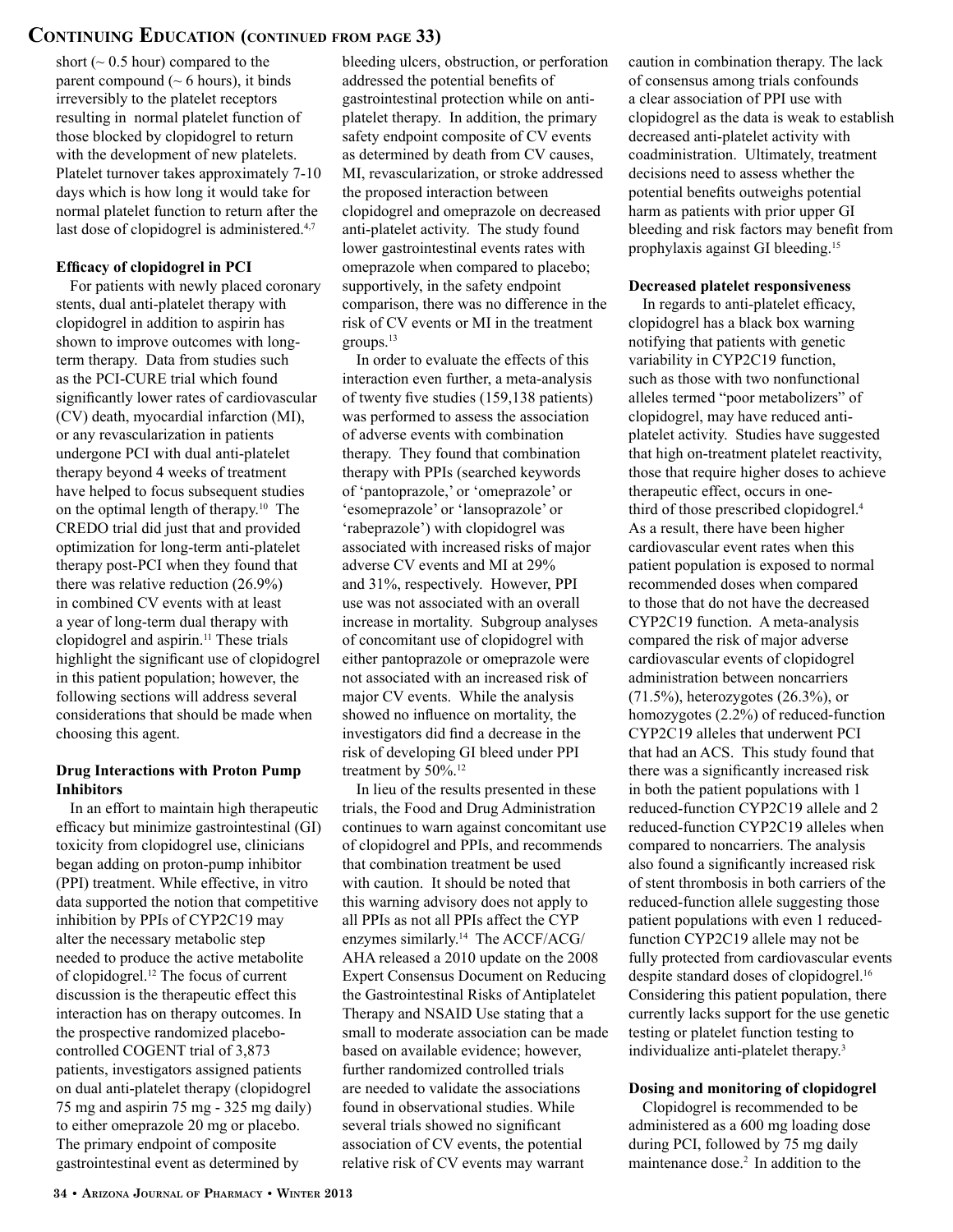short (~ 0.5 hour) compared to the parent compound (~ 6 hours), it binds irreversibly to the platelet receptors resulting in normal platelet function of those blocked by clopidogrel to return with the development of new platelets. Platelet turnover takes approximately 7-10 days which is how long it would take for normal platelet function to return after the last dose of clopidogrel is administered.[4,7]

**Efficacy of clopidogrel in PCI**

For patients with newly placed coronary stents, dual anti-platelet therapy with clopidogrel in addition to aspirin has shown to improve outcomes with long-term therapy. Data from studies such as the PCI-CURE trial which found significantly lower rates of cardiovascular (CV) death, myocardial infarction (MI), or any revascularization in patients undergone PCI with dual anti-platelet therapy beyond 4 weeks of treatment have helped to focus subsequent studies on the optimal length of therapy.[10] The CREDO trial did just that and provided optimization for long-term anti-platelet therapy post-PCI when they found that there was relative reduction (26.9%) in combined CV events with at least a year of long-term dual therapy with clopidogrel and aspirin.[11] These trials highlight the significant use of clopidogrel in this patient population; however, the following sections will address several considerations that should be made when choosing this agent.

**Drug Interactions with Proton Pump Inhibitors**

In an effort to maintain high therapeutic efficacy but minimize gastrointestinal (GI) toxicity from clopidogrel use, clinicians began adding on proton-pump inhibitor (PPI) treatment. While effective, in vitro data supported the notion that competitive inhibition by PPIs of CYP2C19 may alter the necessary metabolic step needed to produce the active metabolite of clopidogrel.[12] The focus of current discussion is the therapeutic effect this interaction has on therapy outcomes. In the prospective randomized placebo-controlled COGENT trial of 3,873 patients, investigators assigned patients on dual anti-platelet therapy (clopidogrel 75 mg and aspirin 75 mg - 325 mg daily) to either omeprazole 20 mg or placebo. The primary endpoint of composite gastrointestinal event as determined by bleeding ulcers, obstruction, or perforation addressed the potential benefits of gastrointestinal protection while on anti-platelet therapy. In addition, the primary safety endpoint composite of CV events as determined by death from CV causes, MI, revascularization, or stroke addressed the proposed interaction between clopidogrel and omeprazole on decreased anti-platelet activity. The study found lower gastrointestinal events rates with omeprazole when compared to placebo; supportively, in the safety endpoint comparison, there was no difference in the risk of CV events or MI in the treatment groups.[13]

In order to evaluate the effects of this interaction even further, a meta-analysis of twenty five studies (159,138 patients) was performed to assess the association of adverse events with combination therapy. They found that combination therapy with PPIs (searched keywords of 'pantoprazole,' or 'omeprazole' or 'esomeprazole' or 'lansoprazole' or 'rabeprazole') with clopidogrel was associated with increased risks of major adverse CV events and MI at 29% and 31%, respectively. However, PPI use was not associated with an overall increase in mortality. Subgroup analyses of concomitant use of clopidogrel with either pantoprazole or omeprazole were not associated with an increased risk of major CV events. While the analysis showed no influence on mortality, the investigators did find a decrease in the risk of developing GI bleed under PPI treatment by 50%.[12]

In lieu of the results presented in these trials, the Food and Drug Administration continues to warn against concomitant use of clopidogrel and PPIs, and recommends that combination treatment be used with caution. It should be noted that this warning advisory does not apply to all PPIs as not all PPIs affect the CYP enzymes similarly.[14] The ACCF/ACG/AHA released a 2010 update on the 2008 Expert Consensus Document on Reducing the Gastrointestinal Risks of Antiplatelet Therapy and NSAID Use stating that a small to moderate association can be made based on available evidence; however, further randomized controlled trials are needed to validate the associations found in observational studies. While several trials showed no significant association of CV events, the potential relative risk of CV events may warrant caution in combination therapy. The lack of consensus among trials confounds a clear association of PPI use with clopidogrel as the data is weak to establish decreased anti-platelet activity with coadministration. Ultimately, treatment decisions need to assess whether the potential benefits outweighs potential harm as patients with prior upper GI bleeding and risk factors may benefit from prophylaxis against GI bleeding.[15]

**Decreased platelet responsiveness**

In regards to anti-platelet efficacy, clopidogrel has a black box warning notifying that patients with genetic variability in CYP2C19 function, such as those with two nonfunctional alleles termed "poor metabolizers" of clopidogrel, may have reduced anti-platelet activity. Studies have suggested that high on-treatment platelet reactivity, those that require higher doses to achieve therapeutic effect, occurs in one-third of those prescribed clopidogrel.[4] As a result, there have been higher cardiovascular event rates when this patient population is exposed to normal recommended doses when compared to those that do not have the decreased CYP2C19 function. A meta-analysis compared the risk of major adverse cardiovascular events of clopidogrel administration between noncarriers (71.5%), heterozygotes (26.3%), or homozygotes (2.2%) of reduced-function CYP2C19 alleles that underwent PCI that had an ACS. This study found that there was a significantly increased risk in both the patient populations with 1 reduced-function CYP2C19 allele and 2 reduced-function CYP2C19 alleles when compared to noncarriers. The analysis also found a significantly increased risk of stent thrombosis in both carriers of the reduced-function allele suggesting those patient populations with even 1 reduced-function CYP2C19 allele may not be fully protected from cardiovascular events despite standard doses of clopidogrel.[16] Considering this patient population, there currently lacks support for the use genetic testing or platelet function testing to individualize anti-platelet therapy.[3]

**Dosing and monitoring of clopidogrel**

Clopidogrel is recommended to be administered as a 600 mg loading dose during PCI, followed by 75 mg daily maintenance dose.[2] In addition to the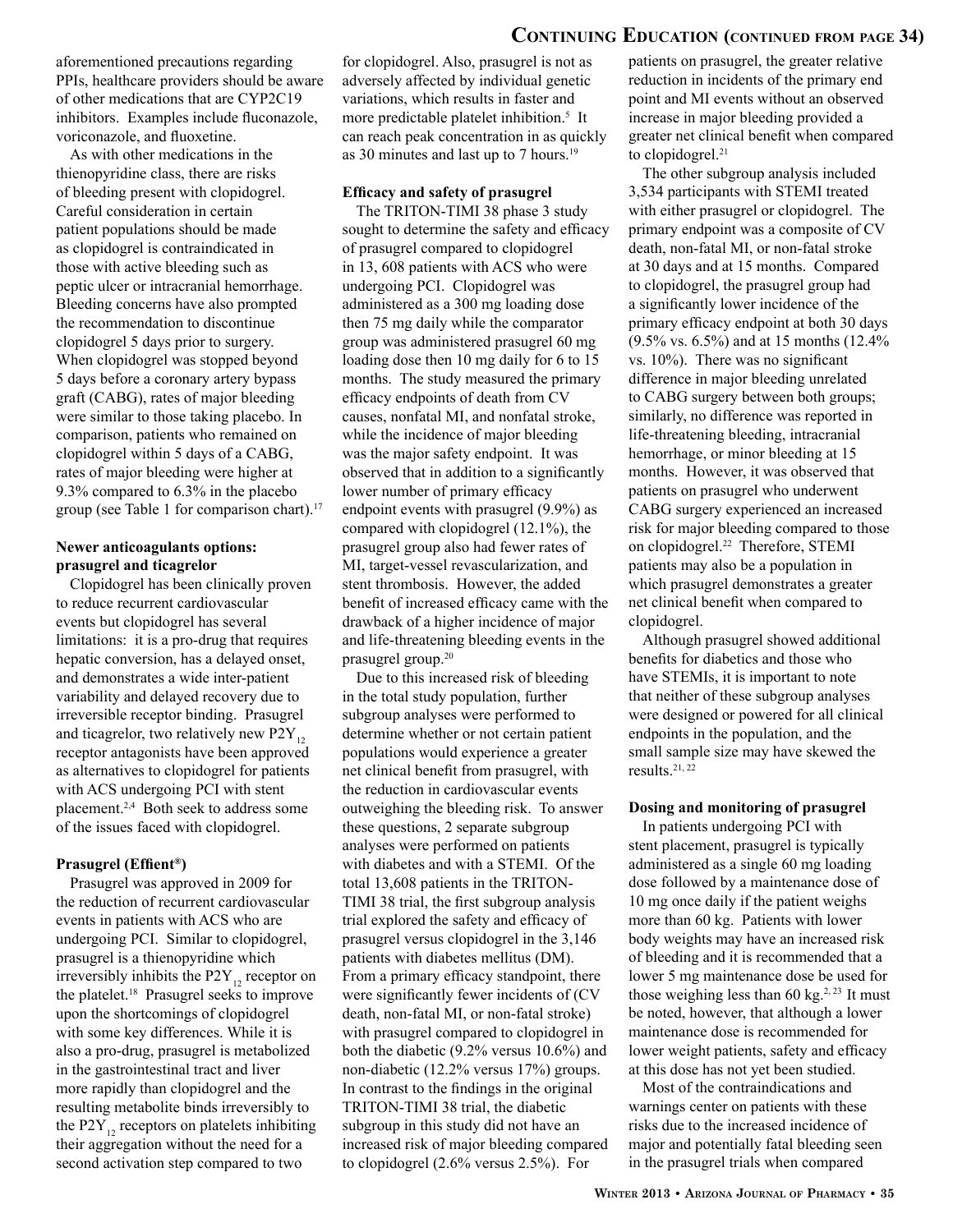aforementioned precautions regarding PPIs, healthcare providers should be aware of other medications that are CYP2C19 inhibitors. Examples include fluconazole, voriconazole, and fluoxetine.

As with other medications in the thienopyridine class, there are risks of bleeding present with clopidogrel. Careful consideration in certain patient populations should be made as clopidogrel is contraindicated in those with active bleeding such as peptic ulcer or intracranial hemorrhage. Bleeding concerns have also prompted the recommendation to discontinue clopidogrel 5 days prior to surgery. When clopidogrel was stopped beyond 5 days before a coronary artery bypass graft (CABG), rates of major bleeding were similar to those taking placebo. In comparison, patients who remained on clopidogrel within 5 days of a CABG, rates of major bleeding were higher at 9.3% compared to 6.3% in the placebo group (see Table 1 for comparison chart).[17]

**Newer anticoagulants options: prasugrel and ticagrelor**

Clopidogrel has been clinically proven to reduce recurrent cardiovascular events but clopidogrel has several limitations: it is a pro-drug that requires hepatic conversion, has a delayed onset, and demonstrates a wide inter-patient variability and delayed recovery due to irreversible receptor binding. Prasugrel and ticagrelor, two relatively new $P2Y_{12}$ receptor antagonists have been approved as alternatives to clopidogrel for patients with ACS undergoing PCI with stent placement.[2,4] Both seek to address some of the issues faced with clopidogrel.

**Prasugrel (Effient®)**

Prasugrel was approved in 2009 for the reduction of recurrent cardiovascular events in patients with ACS who are undergoing PCI. Similar to clopidogrel, prasugrel is a thienopyridine which irreversibly inhibits the $P2Y_{12}$ receptor on the platelet.[18] Prasugrel seeks to improve upon the shortcomings of clopidogrel with some key differences. While it is also a pro-drug, prasugrel is metabolized in the gastrointestinal tract and liver more rapidly than clopidogrel and the resulting metabolite binds irreversibly to the $P2Y_{12}$ receptors on platelets inhibiting their aggregation without the need for a second activation step compared to two for clopidogrel. Also, prasugrel is not as adversely affected by individual genetic variations, which results in faster and more predictable platelet inhibition.[5] It can reach peak concentration in as quickly as 30 minutes and last up to 7 hours.[19]

**Efficacy and safety of prasugrel**

The TRITON-TIMI 38 phase 3 study sought to determine the safety and efficacy of prasugrel compared to clopidogrel in 13, 608 patients with ACS who were undergoing PCI. Clopidogrel was administered as a 300 mg loading dose then 75 mg daily while the comparator group was administered prasugrel 60 mg loading dose then 10 mg daily for 6 to 15 months. The study measured the primary efficacy endpoints of death from CV causes, nonfatal MI, and nonfatal stroke, while the incidence of major bleeding was the major safety endpoint. It was observed that in addition to a significantly lower number of primary efficacy endpoint events with prasugrel (9.9%) as compared with clopidogrel (12.1%), the prasugrel group also had fewer rates of MI, target-vessel revascularization, and stent thrombosis. However, the added benefit of increased efficacy came with the drawback of a higher incidence of major and life-threatening bleeding events in the prasugrel group.[20]

Due to this increased risk of bleeding in the total study population, further subgroup analyses were performed to determine whether or not certain patient populations would experience a greater net clinical benefit from prasugrel, with the reduction in cardiovascular events outweighing the bleeding risk. To answer these questions, 2 separate subgroup analyses were performed on patients with diabetes and with a STEMI. Of the total 13,608 patients in the TRITON-TIMI 38 trial, the first subgroup analysis trial explored the safety and efficacy of prasugrel versus clopidogrel in the 3,146 patients with diabetes mellitus (DM). From a primary efficacy standpoint, there were significantly fewer incidents of (CV death, non-fatal MI, or non-fatal stroke) with prasugrel compared to clopidogrel in both the diabetic (9.2% versus 10.6%) and non-diabetic (12.2% versus 17%) groups. In contrast to the findings in the original TRITON-TIMI 38 trial, the diabetic subgroup in this study did not have an increased risk of major bleeding compared to clopidogrel (2.6% versus 2.5%). For patients on prasugrel, the greater relative reduction in incidents of the primary end point and MI events without an observed increase in major bleeding provided a greater net clinical benefit when compared to clopidogrel.[21]

The other subgroup analysis included 3,534 participants with STEMI treated with either prasugrel or clopidogrel. The primary endpoint was a composite of CV death, non-fatal MI, or non-fatal stroke at 30 days and at 15 months. Compared to clopidogrel, the prasugrel group had a significantly lower incidence of the primary efficacy endpoint at both 30 days (9.5% vs. 6.5%) and at 15 months (12.4% vs. 10%). There was no significant difference in major bleeding unrelated to CABG surgery between both groups; similarly, no difference was reported in life-threatening bleeding, intracranial hemorrhage, or minor bleeding at 15 months. However, it was observed that patients on prasugrel who underwent CABG surgery experienced an increased risk for major bleeding compared to those on clopidogrel.[22] Therefore, STEMI patients may also be a population in which prasugrel demonstrates a greater net clinical benefit when compared to clopidogrel.

Although prasugrel showed additional benefits for diabetics and those who have STEMIs, it is important to note that neither of these subgroup analyses were designed or powered for all clinical endpoints in the population, and the small sample size may have skewed the results.[21, 22]

**Dosing and monitoring of prasugrel**

In patients undergoing PCI with stent placement, prasugrel is typically administered as a single 60 mg loading dose followed by a maintenance dose of 10 mg once daily if the patient weighs more than 60 kg. Patients with lower body weights may have an increased risk of bleeding and it is recommended that a lower 5 mg maintenance dose be used for those weighing less than 60 kg.[2, 23] It must be noted, however, that although a lower maintenance dose is recommended for lower weight patients, safety and efficacy at this dose has not yet been studied.

Most of the contraindications and warnings center on patients with these risks due to the increased incidence of major and potentially fatal bleeding seen in the prasugrel trials when compared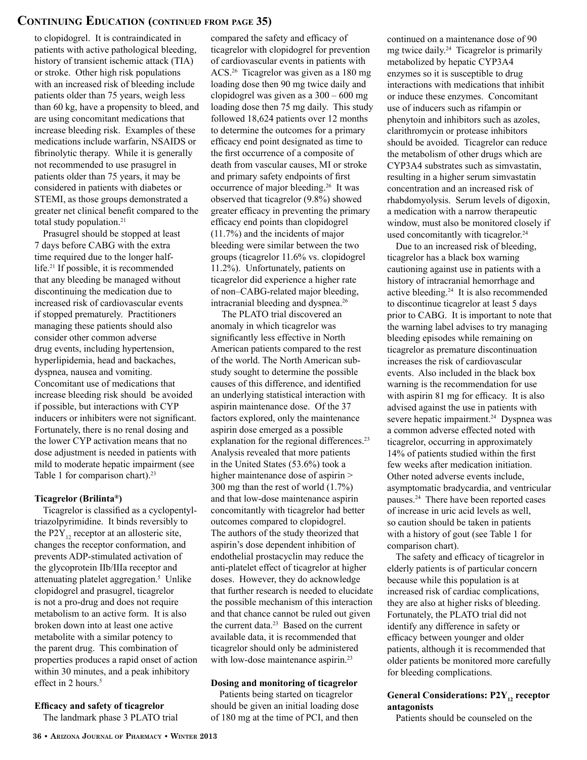to clopidogrel. It is contraindicated in patients with active pathological bleeding, history of transient ischemic attack (TIA) or stroke. Other high risk populations with an increased risk of bleeding include patients older than 75 years, weigh less than 60 kg, have a propensity to bleed, and are using concomitant medications that increase bleeding risk. Examples of these medications include warfarin, NSAIDS or fibrinolytic therapy. While it is generally not recommended to use prasugrel in patients older than 75 years, it may be considered in patients with diabetes or STEMI, as those groups demonstrated a greater net clinical benefit compared to the total study population.[21]

Prasugrel should be stopped at least 7 days before CABG with the extra time required due to the longer half-life.[21] If possible, it is recommended that any bleeding be managed without discontinuing the medication due to increased risk of cardiovascular events if stopped prematurely. Practitioners managing these patients should also consider other common adverse drug events, including hypertension, hyperlipidemia, head and backaches, dyspnea, nausea and vomiting. Concomitant use of medications that increase bleeding risk should be avoided if possible, but interactions with CYP inducers or inhibiters were not significant. Fortunately, there is no renal dosing and the lower CYP activation means that no dose adjustment is needed in patients with mild to moderate hepatic impairment (see Table 1 for comparison chart).[23]

**Ticagrelor (Brilinta®)**

Ticagrelor is classified as a cyclopentyl-triazolpyrimidine. It binds reversibly to the $P2Y_{12}$ receptor at an allosteric site, changes the receptor conformation, and prevents ADP-stimulated activation of the glycoprotein IIb/IIIa receptor and attenuating platelet aggregation.[5] Unlike clopidogrel and prasugrel, ticagrelor is not a pro-drug and does not require metabolism to an active form. It is also broken down into at least one active metabolite with a similar potency to the parent drug. This combination of properties produces a rapid onset of action within 30 minutes, and a peak inhibitory effect in 2 hours.[5]

**Efficacy and safety of ticagrelor**

The landmark phase 3 PLATO trial compared the safety and efficacy of ticagrelor with clopidogrel for prevention of cardiovascular events in patients with ACS.[26] Ticagrelor was given as a 180 mg loading dose then 90 mg twice daily and clopidogrel was given as a 300 – 600 mg loading dose then 75 mg daily. This study followed 18,624 patients over 12 months to determine the outcomes for a primary efficacy end point designated as time to the first occurrence of a composite of death from vascular causes, MI or stroke and primary safety endpoints of first occurrence of major bleeding.[26] It was observed that ticagrelor (9.8%) showed greater efficacy in preventing the primary efficacy end points than clopidogrel (11.7%) and the incidents of major bleeding were similar between the two groups (ticagrelor 11.6% vs. clopidogrel 11.2%). Unfortunately, patients on ticagrelor did experience a higher rate of non–CABG-related major bleeding, intracranial bleeding and dyspnea.[26]

The PLATO trial discovered an anomaly in which ticagrelor was significantly less effective in North American patients compared to the rest of the world. The North American sub-study sought to determine the possible causes of this difference, and identified an underlying statistical interaction with aspirin maintenance dose. Of the 37 factors explored, only the maintenance aspirin dose emerged as a possible explanation for the regional differences.[23] Analysis revealed that more patients in the United States (53.6%) took a higher maintenance dose of aspirin > 300 mg than the rest of world (1.7%) and that low-dose maintenance aspirin concomitantly with ticagrelor had better outcomes compared to clopidogrel. The authors of the study theorized that aspirin's dose dependent inhibition of endothelial prostacyclin may reduce the anti-platelet effect of ticagrelor at higher doses. However, they do acknowledge that further research is needed to elucidate the possible mechanism of this interaction and that chance cannot be ruled out given the current data.[23] Based on the current available data, it is recommended that ticagrelor should only be administered with low-dose maintenance aspirin.[23]

**Dosing and monitoring of ticagrelor**

Patients being started on ticagrelor should be given an initial loading dose of 180 mg at the time of PCI, and then continued on a maintenance dose of 90 mg twice daily.[24] Ticagrelor is primarily metabolized by hepatic CYP3A4 enzymes so it is susceptible to drug interactions with medications that inhibit or induce these enzymes. Concomitant use of inducers such as rifampin or phenytoin and inhibitors such as azoles, clarithromycin or protease inhibitors should be avoided. Ticagrelor can reduce the metabolism of other drugs which are CYP3A4 substrates such as simvastatin, resulting in a higher serum simvastatin concentration and an increased risk of rhabdomyolysis. Serum levels of digoxin, a medication with a narrow therapeutic window, must also be monitored closely if used concomitantly with ticagrelor.[24]

Due to an increased risk of bleeding, ticagrelor has a black box warning cautioning against use in patients with a history of intracranial hemorrhage and active bleeding.[24] It is also recommended to discontinue ticagrelor at least 5 days prior to CABG. It is important to note that the warning label advises to try managing bleeding episodes while remaining on ticagrelor as premature discontinuation increases the risk of cardiovascular events. Also included in the black box warning is the recommendation for use with aspirin 81 mg for efficacy. It is also advised against the use in patients with severe hepatic impairment.[24] Dyspnea was a common adverse effected noted with ticagrelor, occurring in approximately 14% of patients studied within the first few weeks after medication initiation. Other noted adverse events include, asymptomatic bradycardia, and ventricular pauses.[24] There have been reported cases of increase in uric acid levels as well, so caution should be taken in patients with a history of gout (see Table 1 for comparison chart).

The safety and efficacy of ticagrelor in elderly patients is of particular concern because while this population is at increased risk of cardiac complications, they are also at higher risks of bleeding. Fortunately, the PLATO trial did not identify any difference in safety or efficacy between younger and older patients, although it is recommended that older patients be monitored more carefully for bleeding complications.

**General Considerations: $P2Y_{12}$ receptor antagonists**

Patients should be counseled on the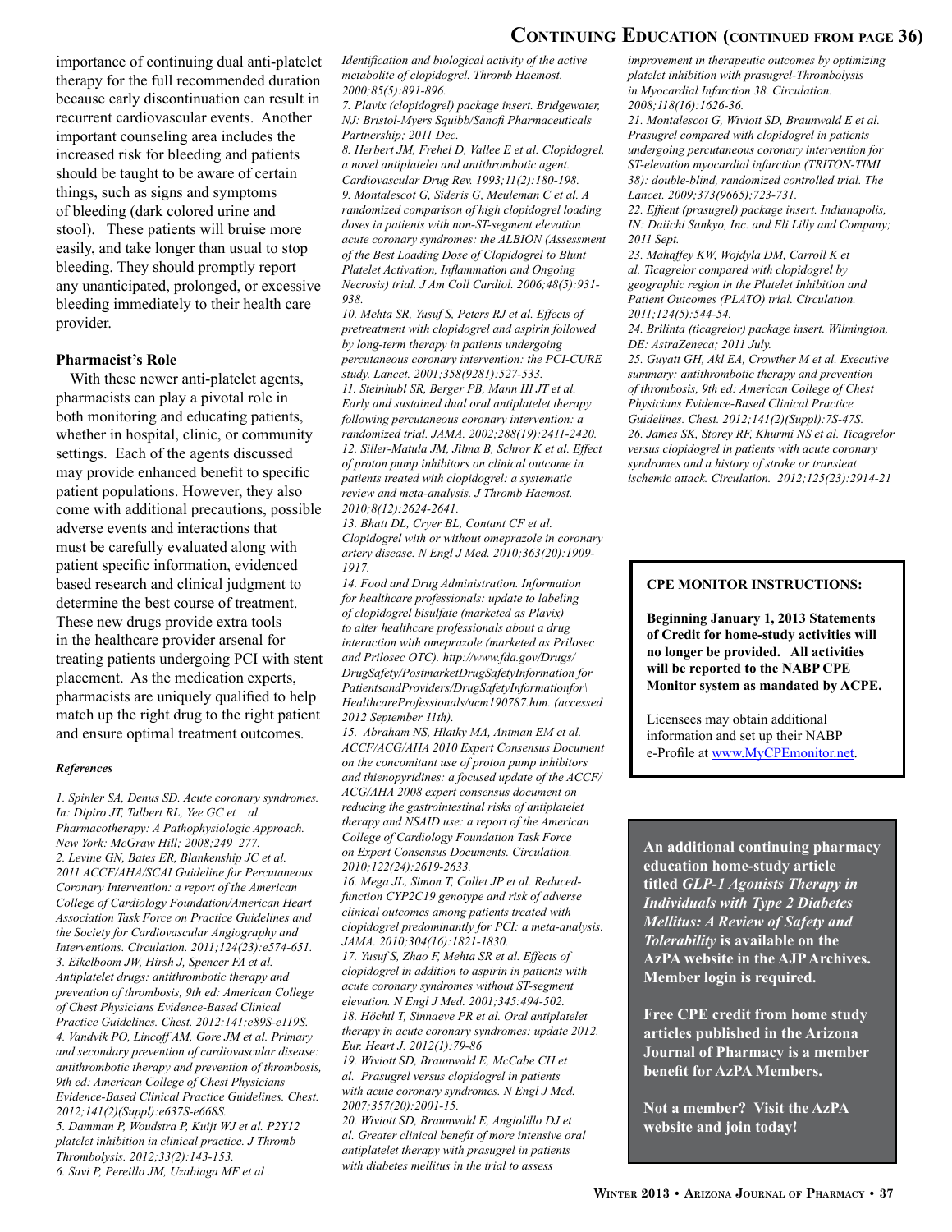importance of continuing dual anti-platelet therapy for the full recommended duration because early discontinuation can result in recurrent cardiovascular events. Another important counseling area includes the increased risk for bleeding and patients should be taught to be aware of certain things, such as signs and symptoms of bleeding (dark colored urine and stool). These patients will bruise more easily, and take longer than usual to stop bleeding. They should promptly report any unanticipated, prolonged, or excessive bleeding immediately to their health care provider.

### Pharmacist's Role

With these newer anti-platelet agents, pharmacists can play a pivotal role in both monitoring and educating patients, whether in hospital, clinic, or community settings. Each of the agents discussed may provide enhanced benefit to specific patient populations. However, they also come with additional precautions, possible adverse events and interactions that must be carefully evaluated along with patient specific information, evidenced based research and clinical judgment to determine the best course of treatment. These new drugs provide extra tools in the healthcare provider arsenal for treating patients undergoing PCI with stent placement. As the medication experts, pharmacists are uniquely qualified to help match up the right drug to the right patient and ensure optimal treatment outcomes.

#### *References*

*1. Spinler SA, Denus SD. Acute coronary syndromes. In: Dipiro JT, Talbert RL, Yee GC et al. Pharmacotherapy: A Pathophysiologic Approach. New York: McGraw Hill; 2008;249–277.*
*2. Levine GN, Bates ER, Blankenship JC et al. 2011 ACCF/AHA/SCAI Guideline for Percutaneous Coronary Intervention: a report of the American College of Cardiology Foundation/American Heart Association Task Force on Practice Guidelines and the Society for Cardiovascular Angiography and Interventions. Circulation. 2011;124(23):e574-651.*
*3. Eikelboom JW, Hirsh J, Spencer FA et al. Antiplatelet drugs: antithrombotic therapy and prevention of thrombosis, 9th ed: American College of Chest Physicians Evidence-Based Clinical Practice Guidelines. Chest. 2012;141;e89S-e119S.*
*4. Vandvik PO, Lincoff AM, Gore JM et al. Primary and secondary prevention of cardiovascular disease: antithrombotic therapy and prevention of thrombosis, 9th ed: American College of Chest Physicians Evidence-Based Clinical Practice Guidelines. Chest. 2012;141(2)(Suppl):e637S-e668S.*
*5. Damman P, Woudstra P, Kuijt WJ et al. P2Y12 platelet inhibition in clinical practice. J Thromb Thrombolysis. 2012;33(2):143-153.*
*6. Savi P, Pereillo JM, Uzabiaga MF et al. Identification and biological activity of the active metabolite of clopidogrel. Thromb Haemost. 2000;85(5):891-896.*
*7. Plavix (clopidogrel) package insert. Bridgewater, NJ: Bristol-Myers Squibb/Sanofi Pharmaceuticals Partnership; 2011 Dec.*
*8. Herbert JM, Frehel D, Vallee E et al. Clopidogrel, a novel antiplatelet and antithrombotic agent. Cardiovascular Drug Rev. 1993;11(2):180-198.*
*9. Montalescot G, Sideris G, Meuleman C et al. A randomized comparison of high clopidogrel loading doses in patients with non-ST-segment elevation acute coronary syndromes: the ALBION (Assessment of the Best Loading Dose of Clopidogrel to Blunt Platelet Activation, Inflammation and Ongoing Necrosis) trial. J Am Coll Cardiol. 2006;48(5):931-938.*
*10. Mehta SR, Yusuf S, Peters RJ et al. Effects of pretreatment with clopidogrel and aspirin followed by long-term therapy in patients undergoing percutaneous coronary intervention: the PCI-CURE study. Lancet. 2001;358(9281):527-533.*
*11. Steinhubl SR, Berger PB, Mann III JT et al. Early and sustained dual oral antiplatelet therapy following percutaneous coronary intervention: a randomized trial. JAMA. 2002;288(19):2411-2420.*
*12. Siller-Matula JM, Jilma B, Schror K et al. Effect of proton pump inhibitors on clinical outcome in patients treated with clopidogrel: a systematic review and meta-analysis. J Thromb Haemost. 2010;8(12):2624-2641.*
*13. Bhatt DL, Cryer BL, Contant CF et al. Clopidogrel with or without omeprazole in coronary artery disease. N Engl J Med. 2010;363(20):1909-1917.*
*14. Food and Drug Administration. Information for healthcare professionals: update to labeling of clopidogrel bisulfate (marketed as Plavix) to alter healthcare professionals about a drug interaction with omeprazole (marketed as Prilosec and Prilosec OTC). http://www.fda.gov/Drugs/DrugSafety/PostmarketDrugSafetyInformation for PatientsandProviders/DrugSafetyInformationfor\HealthcareProfessionals/ucm190787.htm. (accessed 2012 September 11th).*
*15. Abraham NS, Hlatky MA, Antman EM et al. ACCF/ACG/AHA 2010 Expert Consensus Document on the concomitant use of proton pump inhibitors and thienopyridines: a focused update of the ACCF/ACG/AHA 2008 expert consensus document on reducing the gastrointestinal risks of antiplatelet therapy and NSAID use: a report of the American College of Cardiology Foundation Task Force on Expert Consensus Documents. Circulation. 2010;122(24):2619-2633.*
*16. Mega JL, Simon T, Collet JP et al. Reduced-function CYP2C19 genotype and risk of adverse clinical outcomes among patients treated with clopidogrel predominantly for PCI: a meta-analysis. JAMA. 2010;304(16):1821-1830.*
*17. Yusuf S, Zhao F, Mehta SR et al. Effects of clopidogrel in addition to aspirin in patients with acute coronary syndromes without ST-segment elevation. N Engl J Med. 2001;345:494-502.*
*18. Höchtl T, Sinnaeve PR et al. Oral antiplatelet therapy in acute coronary syndromes: update 2012. Eur. Heart J. 2012(1):79-86*
*19. Wiviott SD, Braunwald E, McCabe CH et al. Prasugrel versus clopidogrel in patients with acute coronary syndromes. N Engl J Med. 2007;357(20):2001-15.*
*20. Wiviott SD, Braunwald E, Angiolillo DJ et al. Greater clinical benefit of more intensive oral antiplatelet therapy with prasugrel in patients with diabetes mellitus in the trial to assess improvement in therapeutic outcomes by optimizing platelet inhibition with prasugrel-Thrombolysis in Myocardial Infarction 38. Circulation. 2008;118(16):1626-36.*
*21. Montalescot G, Wiviott SD, Braunwald E et al. Prasugrel compared with clopidogrel in patients undergoing percutaneous coronary intervention for ST-elevation myocardial infarction (TRITON-TIMI 38): double-blind, randomized controlled trial. The Lancet. 2009;373(9665);723-731.*
*22. Effient (prasugrel) package insert. Indianapolis, IN: Daiichi Sankyo, Inc. and Eli Lilly and Company; 2011 Sept.*
*23. Mahaffey KW, Wojdyla DM, Carroll K et al. Ticagrelor compared with clopidogrel by geographic region in the Platelet Inhibition and Patient Outcomes (PLATO) trial. Circulation. 2011;124(5):544-54.*
*24. Brilinta (ticagrelor) package insert. Wilmington, DE: AstraZeneca; 2011 July.*
*25. Guyatt GH, Akl EA, Crowther M et al. Executive summary: antithrombotic therapy and prevention of thrombosis, 9th ed: American College of Chest Physicians Evidence-Based Clinical Practice Guidelines. Chest. 2012;141(2)(Suppl):7S-47S.*
*26. James SK, Storey RF, Khurmi NS et al. Ticagrelor versus clopidogrel in patients with acute coronary syndromes and a history of stroke or transient ischemic attack. Circulation. 2012;125(23):2914-21*

**CPE MONITOR INSTRUCTIONS:**

**Beginning January 1, 2013 Statements of Credit for home-study activities will no longer be provided. All activities will be reported to the NABP CPE Monitor system as mandated by ACPE.**

Licensees may obtain additional information and set up their NABP e-Profile at www.MyCPEmonitor.net.

**An additional continuing pharmacy education home-study article titled *GLP-1 Agonists Therapy in Individuals with Type 2 Diabetes Mellitus: A Review of Safety and Tolerability* is available on the AzPA website in the AJP Archives. Member login is required.**

**Free CPE credit from home study articles published in the Arizona Journal of Pharmacy is a member benefit for AzPA Members.**

**Not a member? Visit the AzPA website and join today!**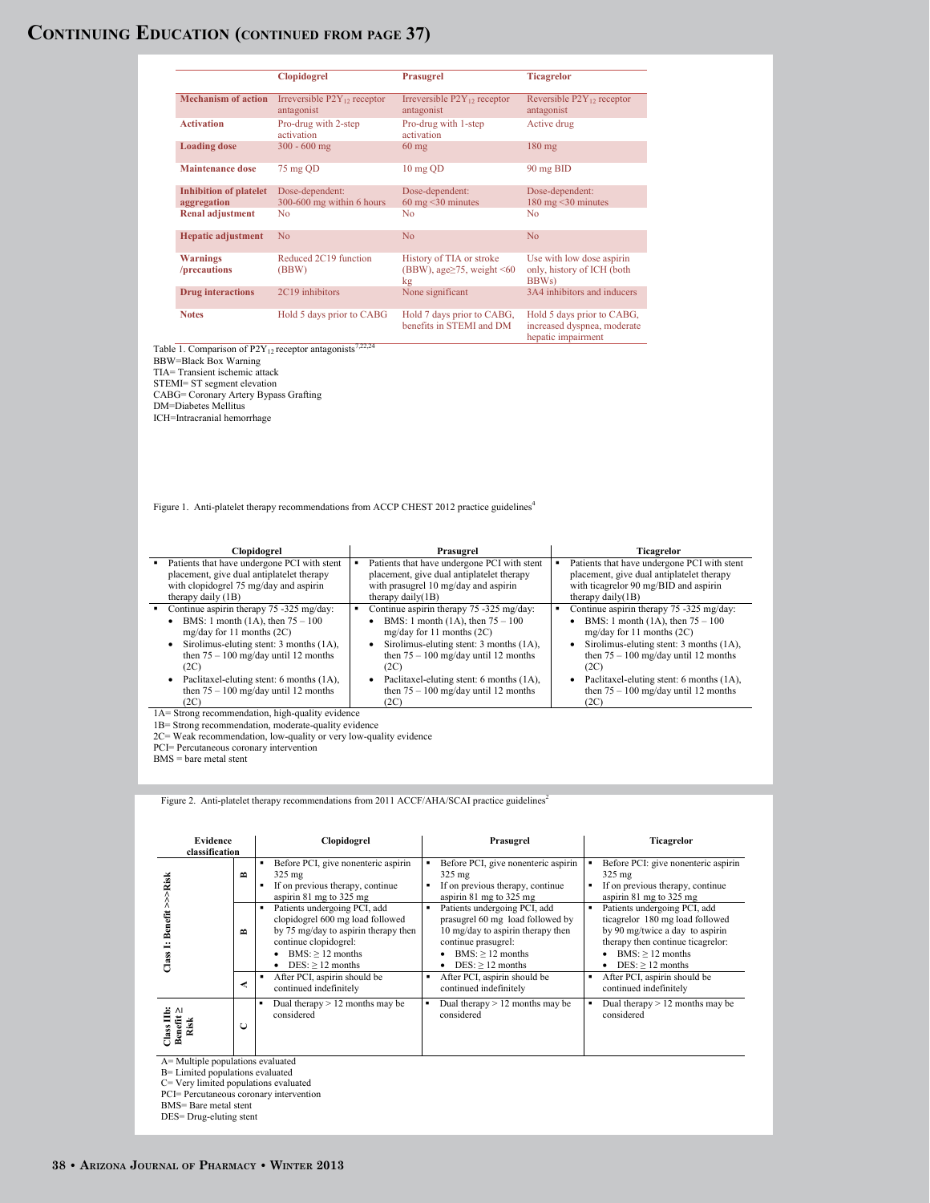|  | Clopidogrel | Prasugrel | Ticagrelor |
|---|---|---|---|
| **Mechanism of action** | Irreversible $P2Y_{12}$ receptor antagonist | Irreversible $P2Y_{12}$ receptor antagonist | Reversible $P2Y_{12}$ receptor antagonist |
| **Activation** | Pro-drug with 2-step activation | Pro-drug with 1-step activation | Active drug |
| **Loading dose** | 300 - 600 mg | 60 mg | 180 mg |
| **Maintenance dose** | 75 mg QD | 10 mg QD | 90 mg BID |
| **Inhibition of platelet aggregation** | Dose-dependent: 300-600 mg within 6 hours | Dose-dependent: 60 mg <30 minutes | Dose-dependent: 180 mg <30 minutes |
| **Renal adjustment** | No | No | No |
| **Hepatic adjustment** | No | No | No |
| **Warnings /precautions** | Reduced 2C19 function (BBW) | History of TIA or stroke (BBW), age≥75, weight <60 kg | Use with low dose aspirin only, history of ICH (both BBWs) |
| **Drug interactions** | 2C19 inhibitors | None significant | 3A4 inhibitors and inducers |
| **Notes** | Hold 5 days prior to CABG | Hold 7 days prior to CABG, benefits in STEMI and DM | Hold 5 days prior to CABG, increased dyspnea, moderate hepatic impairment |

Table 1. Comparison of $P2Y_{12}$ receptor antagonists[7,22,24]

BBW=Black Box Warning
TIA= Transient ischemic attack
STEMI= ST segment elevation
CABG= Coronary Artery Bypass Grafting
DM=Diabetes Mellitus
ICH=Intracranial hemorrhage

Figure 1. Anti-platelet therapy recommendations from ACCP CHEST 2012 practice guidelines[4]

| Clopidogrel | Prasugrel | Ticagrelor |
|---|---|---|
| ▪ Patients that have undergone PCI with stent placement, give dual antiplatelet therapy with clopidogrel 75 mg/day and aspirin therapy daily (1B) | ▪ Patients that have undergone PCI with stent placement, give dual antiplatelet therapy with prasugrel 10 mg/day and aspirin therapy daily(1B) | ▪ Patients that have undergone PCI with stent placement, give dual antiplatelet therapy with ticagrelor 90 mg/BID and aspirin therapy daily(1B) |
| ▪ Continue aspirin therapy 75 -325 mg/day:<br>• BMS: 1 month (1A), then 75 – 100 mg/day for 11 months (2C)<br>• Sirolimus-eluting stent: 3 months (1A), then 75 – 100 mg/day until 12 months (2C)<br>• Paclitaxel-eluting stent: 6 months (1A), then 75 – 100 mg/day until 12 months (2C) | ▪ Continue aspirin therapy 75 -325 mg/day:<br>• BMS: 1 month (1A), then 75 – 100 mg/day for 11 months (2C)<br>• Sirolimus-eluting stent: 3 months (1A), then 75 – 100 mg/day until 12 months (2C)<br>• Paclitaxel-eluting stent: 6 months (1A), then 75 – 100 mg/day until 12 months (2C) | ▪ Continue aspirin therapy 75 -325 mg/day:<br>• BMS: 1 month (1A), then 75 – 100 mg/day for 11 months (2C)<br>• Sirolimus-eluting stent: 3 months (1A), then 75 – 100 mg/day until 12 months (2C)<br>• Paclitaxel-eluting stent: 6 months (1A), then 75 – 100 mg/day until 12 months (2C) |

1A= Strong recommendation, high-quality evidence
1B= Strong recommendation, moderate-quality evidence
2C= Weak recommendation, low-quality or very low-quality evidence
PCI= Percutaneous coronary intervention
BMS = bare metal stent

Figure 2. Anti-platelet therapy recommendations from 2011 ACCF/AHA/SCAI practice guidelines[2]

| Evidence classification | | Clopidogrel | Prasugrel | Ticagrelor |
|---|---|---|---|---|
| Class I: Benefit >>>Risk | B | ▪ Before PCI, give nonenteric aspirin 325 mg<br>▪ If on previous therapy, continue aspirin 81 mg to 325 mg | ▪ Before PCI, give nonenteric aspirin 325 mg<br>▪ If on previous therapy, continue aspirin 81 mg to 325 mg | ▪ Before PCI: give nonenteric aspirin 325 mg<br>▪ If on previous therapy, continue aspirin 81 mg to 325 mg |
| | B | ▪ Patients undergoing PCI, add clopidogrel 600 mg load followed by 75 mg/day to aspirin therapy then continue clopidogrel:<br>• BMS: ≥ 12 months<br>• DES: ≥ 12 months | ▪ Patients undergoing PCI, add prasugrel 60 mg load followed by 10 mg/day to aspirin therapy then continue prasugrel:<br>• BMS: ≥ 12 months<br>• DES: ≥ 12 months | ▪ Patients undergoing PCI, add ticagrelor 180 mg load followed by 90 mg/twice a day to aspirin therapy then continue ticagrelor:<br>• BMS: ≥ 12 months<br>• DES: ≥ 12 months |
| | A | ▪ After PCI, aspirin should be continued indefinitely | ▪ After PCI, aspirin should be continued indefinitely | ▪ After PCI, aspirin should be continued indefinitely |
| Class IIb: Benefit ≥ Risk | C | ▪ Dual therapy > 12 months may be considered | ▪ Dual therapy > 12 months may be considered | ▪ Dual therapy > 12 months may be considered |

A= Multiple populations evaluated
B= Limited populations evaluated
C= Very limited populations evaluated
PCI= Percutaneous coronary intervention
BMS= Bare metal stent
DES= Drug-eluting stent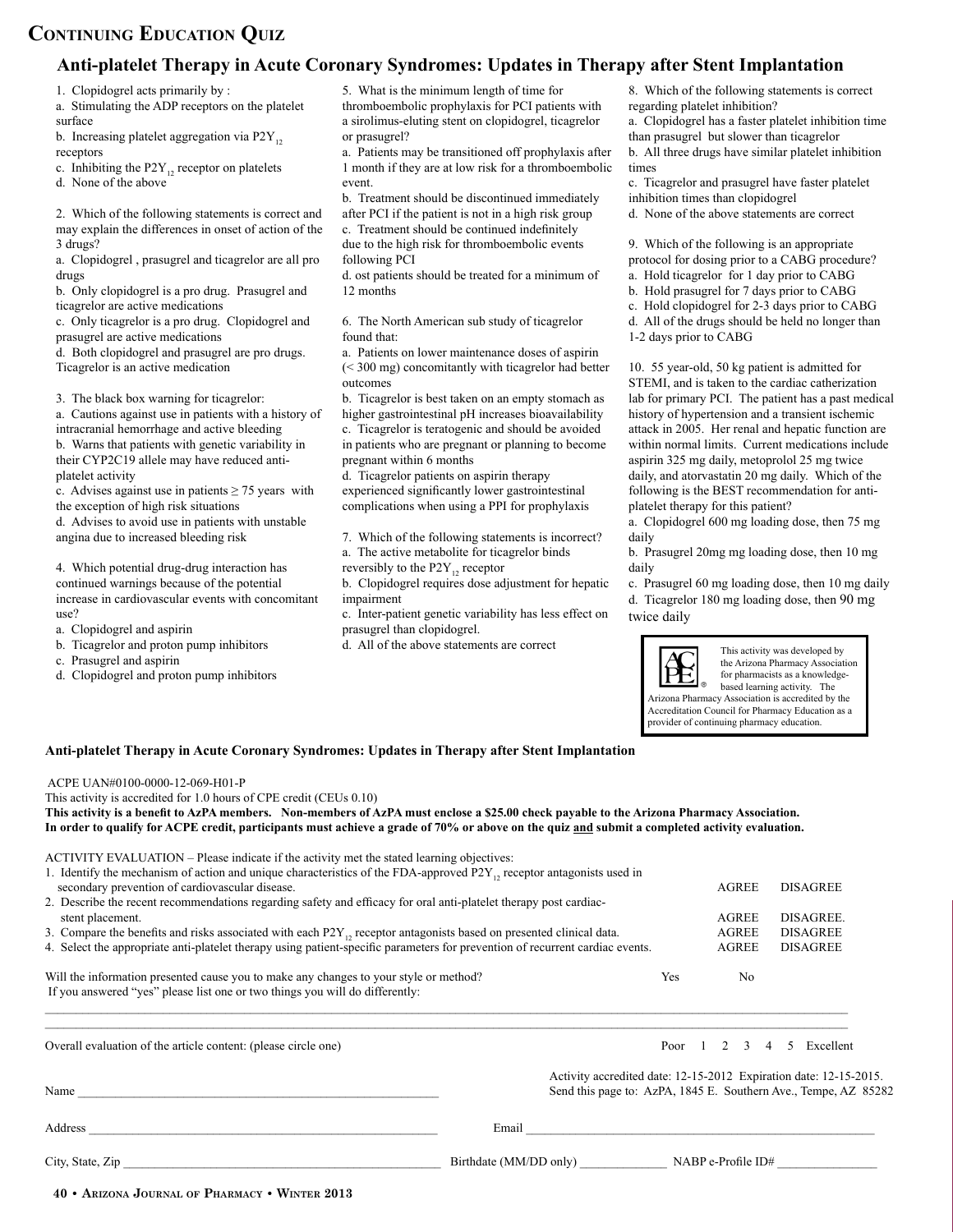# Continuing Education Quiz

## Anti-platelet Therapy in Acute Coronary Syndromes: Updates in Therapy after Stent Implantation

1. Clopidogrel acts primarily by :
a. Stimulating the ADP receptors on the platelet surface
b. Increasing platelet aggregation via $P2Y_{12}$ receptors
c. Inhibiting the $P2Y_{12}$ receptor on platelets
d. None of the above

2. Which of the following statements is correct and may explain the differences in onset of action of the 3 drugs?
a. Clopidogrel , prasugrel and ticagrelor are all pro drugs
b. Only clopidogrel is a pro drug. Prasugrel and ticagrelor are active medications
c. Only ticagrelor is a pro drug. Clopidogrel and prasugrel are active medications
d. Both clopidogrel and prasugrel are pro drugs. Ticagrelor is an active medication

3. The black box warning for ticagrelor:
a. Cautions against use in patients with a history of intracranial hemorrhage and active bleeding
b. Warns that patients with genetic variability in their CYP2C19 allele may have reduced anti-platelet activity
c. Advises against use in patients ≥ 75 years with the exception of high risk situations
d. Advises to avoid use in patients with unstable angina due to increased bleeding risk

4. Which potential drug-drug interaction has continued warnings because of the potential increase in cardiovascular events with concomitant use?
a. Clopidogrel and aspirin
b. Ticagrelor and proton pump inhibitors
c. Prasugrel and aspirin
d. Clopidogrel and proton pump inhibitors

5. What is the minimum length of time for thromboembolic prophylaxis for PCI patients with a sirolimus-eluting stent on clopidogrel, ticagrelor or prasugrel?
a. Patients may be transitioned off prophylaxis after 1 month if they are at low risk for a thromboembolic event.
b. Treatment should be discontinued immediately after PCI if the patient is not in a high risk group
c. Treatment should be continued indefinitely due to the high risk for thromboembolic events following PCI
d. ost patients should be treated for a minimum of 12 months

6. The North American sub study of ticagrelor found that:
a. Patients on lower maintenance doses of aspirin (< 300 mg) concomitantly with ticagrelor had better outcomes
b. Ticagrelor is best taken on an empty stomach as higher gastrointestinal pH increases bioavailability
c. Ticagrelor is teratogenic and should be avoided in patients who are pregnant or planning to become pregnant within 6 months
d. Ticagrelor patients on aspirin therapy experienced significantly lower gastrointestinal complications when using a PPI for prophylaxis

7. Which of the following statements is incorrect?
a. The active metabolite for ticagrelor binds reversibly to the $P2Y_{12}$ receptor
b. Clopidogrel requires dose adjustment for hepatic impairment
c. Inter-patient genetic variability has less effect on prasugrel than clopidogrel.
d. All of the above statements are correct

8. Which of the following statements is correct regarding platelet inhibition?
a. Clopidogrel has a faster platelet inhibition time than prasugrel but slower than ticagrelor
b. All three drugs have similar platelet inhibition times
c. Ticagrelor and prasugrel have faster platelet inhibition times than clopidogrel
d. None of the above statements are correct

9. Which of the following is an appropriate protocol for dosing prior to a CABG procedure?
a. Hold ticagrelor for 1 day prior to CABG
b. Hold prasugrel for 7 days prior to CABG
c. Hold clopidogrel for 2-3 days prior to CABG
d. All of the drugs should be held no longer than 1-2 days prior to CABG

10. 55 year-old, 50 kg patient is admitted for STEMI, and is taken to the cardiac catherization lab for primary PCI. The patient has a past medical history of hypertension and a transient ischemic attack in 2005. Her renal and hepatic function are within normal limits. Current medications include aspirin 325 mg daily, metoprolol 25 mg twice daily, and atorvastatin 20 mg daily. Which of the following is the BEST recommendation for anti-platelet therapy for this patient?
a. Clopidogrel 600 mg loading dose, then 75 mg daily
b. Prasugrel 20mg mg loading dose, then 10 mg daily
c. Prasugrel 60 mg loading dose, then 10 mg daily
d. Ticagrelor 180 mg loading dose, then 90 mg twice daily

This activity was developed by the Arizona Pharmacy Association for pharmacists as a knowledge-based learning activity. The Arizona Pharmacy Association is accredited by the Accreditation Council for Pharmacy Education as a provider of continuing pharmacy education.

**Anti-platelet Therapy in Acute Coronary Syndromes: Updates in Therapy after Stent Implantation**

ACPE UAN#0100-0000-12-069-H01-P
This activity is accredited for 1.0 hours of CPE credit (CEUs 0.10)
**This activity is a benefit to AzPA members. Non-members of AzPA must enclose a $25.00 check payable to the Arizona Pharmacy Association.**
**In order to qualify for ACPE credit, participants must achieve a grade of 70% or above on the quiz and submit a completed activity evaluation.**

ACTIVITY EVALUATION – Please indicate if the activity met the stated learning objectives:

| | | |
|---|---|---|
| 1. Identify the mechanism of action and unique characteristics of the FDA-approved $P2Y_{12}$ receptor antagonists used in secondary prevention of cardiovascular disease. | AGREE | DISAGREE |
| 2. Describe the recent recommendations regarding safety and efficacy for oral anti-platelet therapy post cardiac-stent placement. | AGREE | DISAGREE. |
| 3. Compare the benefits and risks associated with each $P2Y_{12}$ receptor antagonists based on presented clinical data. | AGREE | DISAGREE |
| 4. Select the appropriate anti-platelet therapy using patient-specific parameters for prevention of recurrent cardiac events. | AGREE | DISAGREE |

Will the information presented cause you to make any changes to your style or method? Yes No
If you answered "yes" please list one or two things you will do differently:

______________________________________________________________________

______________________________________________________________________

Overall evaluation of the article content: (please circle one) Poor 1 2 3 4 5 Excellent

Activity accredited date: 12-15-2012 Expiration date: 12-15-2015.
Send this page to: AzPA, 1845 E. Southern Ave., Tempe, AZ 85282

Name ______________________________

Address ______________________________ Email ______________________________

City, State, Zip ______________________________ Birthdate (MM/DD only) ____________ NABP e-Profile ID# ____________